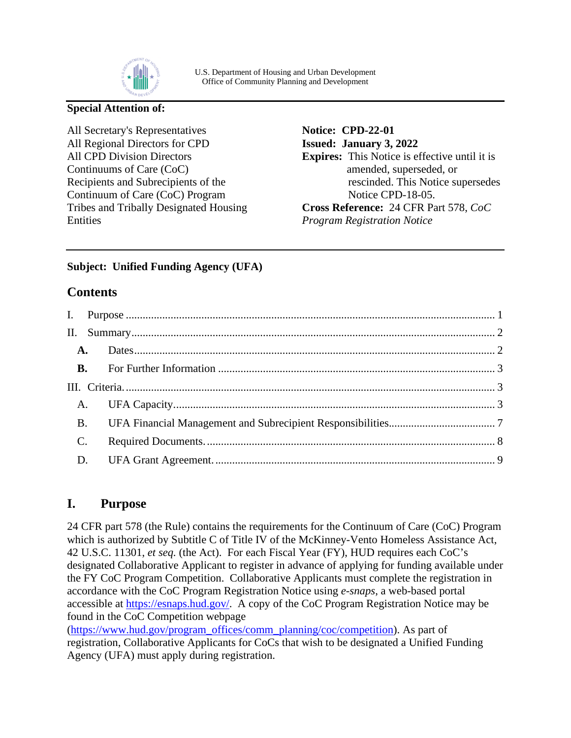U.S. Department of Housing and Urban Development
Office of Community Planning and Development

**Special Attention of:**

All Secretary's Representatives
All Regional Directors for CPD
All CPD Division Directors
Continuums of Care (CoC)
Recipients and Subrecipients of the Continuum of Care (CoC) Program
Tribes and Tribally Designated Housing Entities

**Notice: CPD-22-01**
**Issued: January 3, 2022**
**Expires:** This Notice is effective until it is amended, superseded, or rescinded. This Notice supersedes Notice CPD-18-05.
**Cross Reference:** 24 CFR Part 578, *CoC Program Registration Notice*

**Subject: Unified Funding Agency (UFA)**

## Contents

- I. Purpose ... 1
- II. Summary ... 2
  - **A.** Dates ... 2
  - **B.** For Further Information ... 3
- III. Criteria. ... 3
  - A. UFA Capacity ... 3
  - B. UFA Financial Management and Subrecipient Responsibilities ... 7
  - C. Required Documents. ... 8
  - D. UFA Grant Agreement. ... 9

## I. Purpose

24 CFR part 578 (the Rule) contains the requirements for the Continuum of Care (CoC) Program which is authorized by Subtitle C of Title IV of the McKinney-Vento Homeless Assistance Act, 42 U.S.C. 11301, *et seq.* (the Act). For each Fiscal Year (FY), HUD requires each CoC's designated Collaborative Applicant to register in advance of applying for funding available under the FY CoC Program Competition. Collaborative Applicants must complete the registration in accordance with the CoC Program Registration Notice using *e-snaps*, a web-based portal accessible at https://esnaps.hud.gov/. A copy of the CoC Program Registration Notice may be found in the CoC Competition webpage (https://www.hud.gov/program_offices/comm_planning/coc/competition). As part of registration, Collaborative Applicants for CoCs that wish to be designated a Unified Funding Agency (UFA) must apply during registration.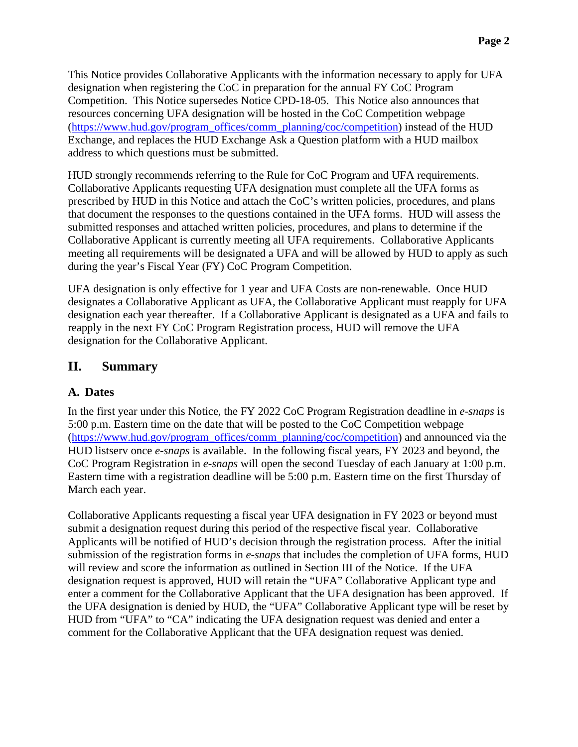This Notice provides Collaborative Applicants with the information necessary to apply for UFA designation when registering the CoC in preparation for the annual FY CoC Program Competition. This Notice supersedes Notice CPD-18-05. This Notice also announces that resources concerning UFA designation will be hosted in the CoC Competition webpage (https://www.hud.gov/program_offices/comm_planning/coc/competition) instead of the HUD Exchange, and replaces the HUD Exchange Ask a Question platform with a HUD mailbox address to which questions must be submitted.

HUD strongly recommends referring to the Rule for CoC Program and UFA requirements. Collaborative Applicants requesting UFA designation must complete all the UFA forms as prescribed by HUD in this Notice and attach the CoC's written policies, procedures, and plans that document the responses to the questions contained in the UFA forms. HUD will assess the submitted responses and attached written policies, procedures, and plans to determine if the Collaborative Applicant is currently meeting all UFA requirements. Collaborative Applicants meeting all requirements will be designated a UFA and will be allowed by HUD to apply as such during the year's Fiscal Year (FY) CoC Program Competition.

UFA designation is only effective for 1 year and UFA Costs are non-renewable. Once HUD designates a Collaborative Applicant as UFA, the Collaborative Applicant must reapply for UFA designation each year thereafter. If a Collaborative Applicant is designated as a UFA and fails to reapply in the next FY CoC Program Registration process, HUD will remove the UFA designation for the Collaborative Applicant.

## II. Summary

### A. Dates

In the first year under this Notice, the FY 2022 CoC Program Registration deadline in *e-snaps* is 5:00 p.m. Eastern time on the date that will be posted to the CoC Competition webpage (https://www.hud.gov/program_offices/comm_planning/coc/competition) and announced via the HUD listserv once *e-snaps* is available. In the following fiscal years, FY 2023 and beyond, the CoC Program Registration in *e-snaps* will open the second Tuesday of each January at 1:00 p.m. Eastern time with a registration deadline will be 5:00 p.m. Eastern time on the first Thursday of March each year.

Collaborative Applicants requesting a fiscal year UFA designation in FY 2023 or beyond must submit a designation request during this period of the respective fiscal year. Collaborative Applicants will be notified of HUD's decision through the registration process. After the initial submission of the registration forms in *e-snaps* that includes the completion of UFA forms, HUD will review and score the information as outlined in Section III of the Notice. If the UFA designation request is approved, HUD will retain the "UFA" Collaborative Applicant type and enter a comment for the Collaborative Applicant that the UFA designation has been approved. If the UFA designation is denied by HUD, the "UFA" Collaborative Applicant type will be reset by HUD from "UFA" to "CA" indicating the UFA designation request was denied and enter a comment for the Collaborative Applicant that the UFA designation request was denied.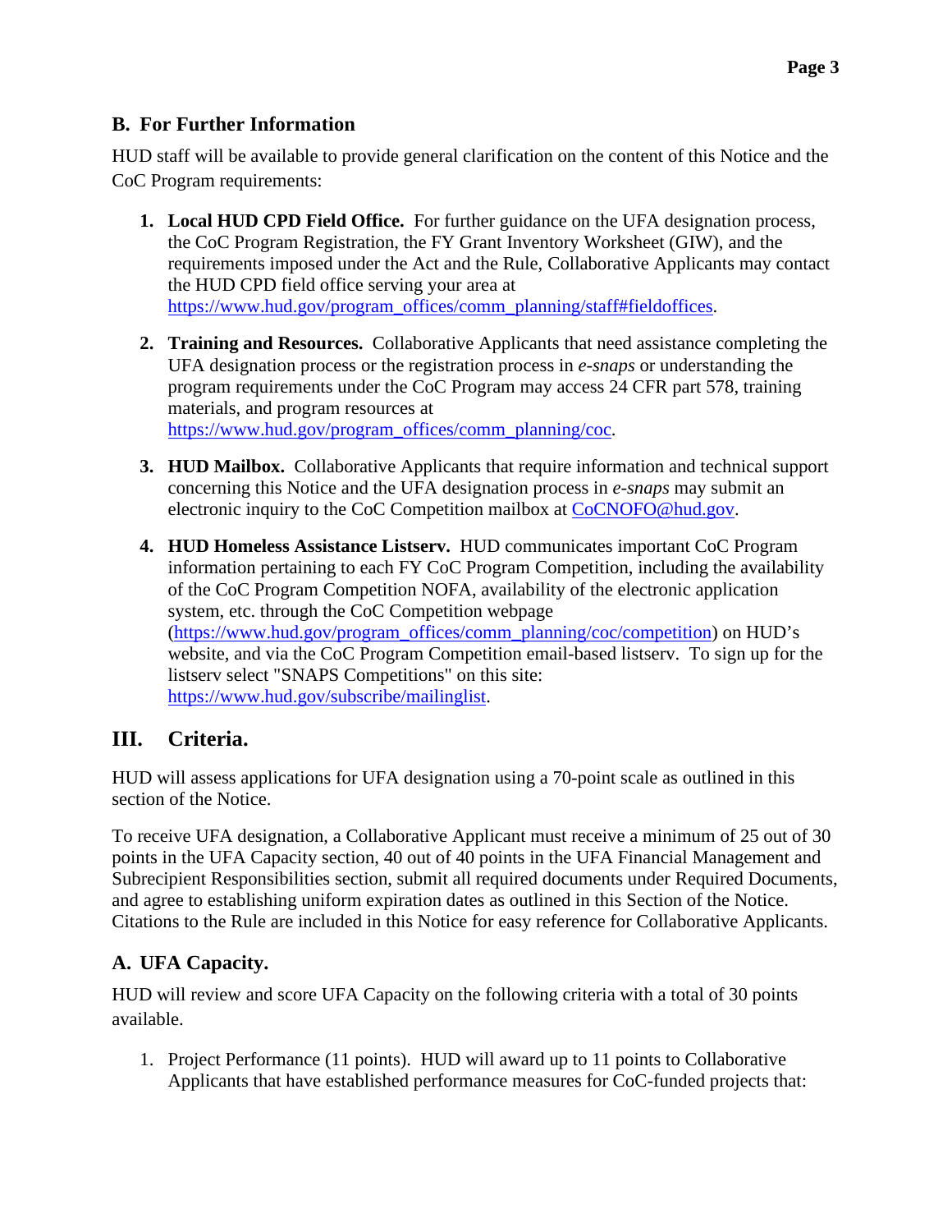## B. For Further Information

HUD staff will be available to provide general clarification on the content of this Notice and the CoC Program requirements:

1. **Local HUD CPD Field Office.** For further guidance on the UFA designation process, the CoC Program Registration, the FY Grant Inventory Worksheet (GIW), and the requirements imposed under the Act and the Rule, Collaborative Applicants may contact the HUD CPD field office serving your area at https://www.hud.gov/program_offices/comm_planning/staff#fieldoffices.

2. **Training and Resources.** Collaborative Applicants that need assistance completing the UFA designation process or the registration process in *e-snaps* or understanding the program requirements under the CoC Program may access 24 CFR part 578, training materials, and program resources at https://www.hud.gov/program_offices/comm_planning/coc.

3. **HUD Mailbox.** Collaborative Applicants that require information and technical support concerning this Notice and the UFA designation process in *e-snaps* may submit an electronic inquiry to the CoC Competition mailbox at CoCNOFO@hud.gov.

4. **HUD Homeless Assistance Listserv.** HUD communicates important CoC Program information pertaining to each FY CoC Program Competition, including the availability of the CoC Program Competition NOFA, availability of the electronic application system, etc. through the CoC Competition webpage (https://www.hud.gov/program_offices/comm_planning/coc/competition) on HUD's website, and via the CoC Program Competition email-based listserv. To sign up for the listserv select "SNAPS Competitions" on this site: https://www.hud.gov/subscribe/mailinglist.

# III. Criteria.

HUD will assess applications for UFA designation using a 70-point scale as outlined in this section of the Notice.

To receive UFA designation, a Collaborative Applicant must receive a minimum of 25 out of 30 points in the UFA Capacity section, 40 out of 40 points in the UFA Financial Management and Subrecipient Responsibilities section, submit all required documents under Required Documents, and agree to establishing uniform expiration dates as outlined in this Section of the Notice. Citations to the Rule are included in this Notice for easy reference for Collaborative Applicants.

## A. UFA Capacity.

HUD will review and score UFA Capacity on the following criteria with a total of 30 points available.

1. Project Performance (11 points). HUD will award up to 11 points to Collaborative Applicants that have established performance measures for CoC-funded projects that: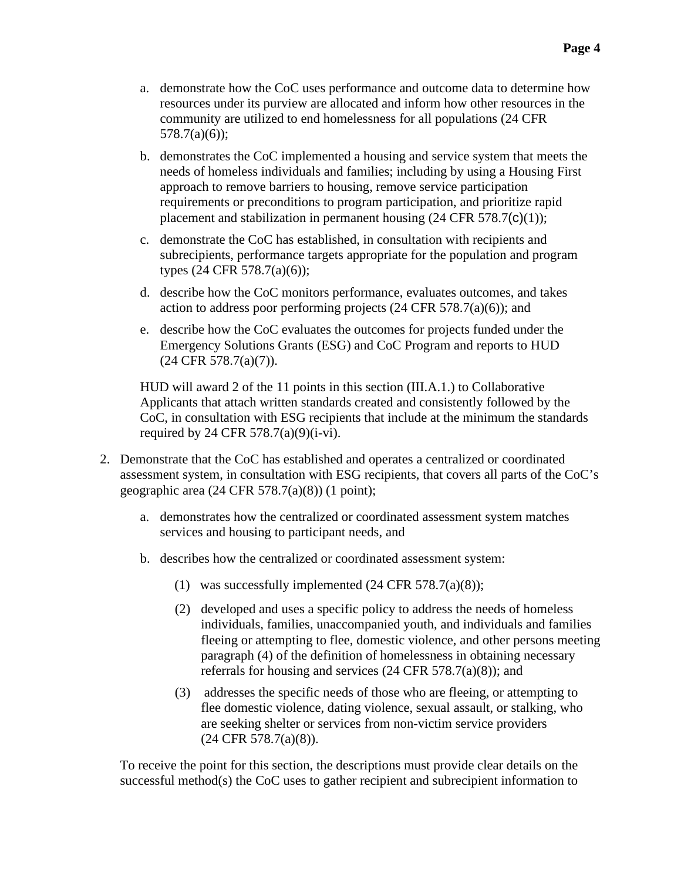a. demonstrate how the CoC uses performance and outcome data to determine how resources under its purview are allocated and inform how other resources in the community are utilized to end homelessness for all populations (24 CFR 578.7(a)(6));

b. demonstrates the CoC implemented a housing and service system that meets the needs of homeless individuals and families; including by using a Housing First approach to remove barriers to housing, remove service participation requirements or preconditions to program participation, and prioritize rapid placement and stabilization in permanent housing (24 CFR 578.7(c)(1));

c. demonstrate the CoC has established, in consultation with recipients and subrecipients, performance targets appropriate for the population and program types (24 CFR 578.7(a)(6));

d. describe how the CoC monitors performance, evaluates outcomes, and takes action to address poor performing projects (24 CFR 578.7(a)(6)); and

e. describe how the CoC evaluates the outcomes for projects funded under the Emergency Solutions Grants (ESG) and CoC Program and reports to HUD (24 CFR 578.7(a)(7)).

HUD will award 2 of the 11 points in this section (III.A.1.) to Collaborative Applicants that attach written standards created and consistently followed by the CoC, in consultation with ESG recipients that include at the minimum the standards required by 24 CFR 578.7(a)(9)(i-vi).

2. Demonstrate that the CoC has established and operates a centralized or coordinated assessment system, in consultation with ESG recipients, that covers all parts of the CoC's geographic area (24 CFR 578.7(a)(8)) (1 point);

   a. demonstrates how the centralized or coordinated assessment system matches services and housing to participant needs, and

   b. describes how the centralized or coordinated assessment system:

      (1) was successfully implemented (24 CFR 578.7(a)(8));

      (2) developed and uses a specific policy to address the needs of homeless individuals, families, unaccompanied youth, and individuals and families fleeing or attempting to flee, domestic violence, and other persons meeting paragraph (4) of the definition of homelessness in obtaining necessary referrals for housing and services (24 CFR 578.7(a)(8)); and

      (3) addresses the specific needs of those who are fleeing, or attempting to flee domestic violence, dating violence, sexual assault, or stalking, who are seeking shelter or services from non-victim service providers (24 CFR 578.7(a)(8)).

To receive the point for this section, the descriptions must provide clear details on the successful method(s) the CoC uses to gather recipient and subrecipient information to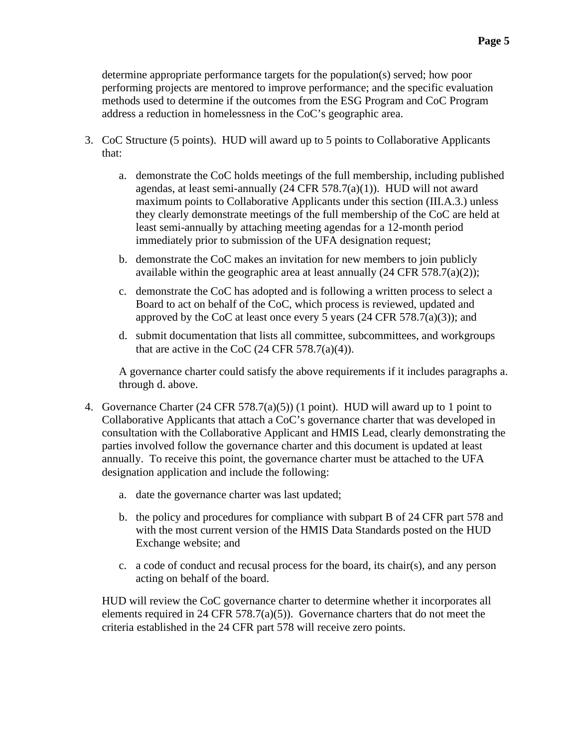determine appropriate performance targets for the population(s) served; how poor performing projects are mentored to improve performance; and the specific evaluation methods used to determine if the outcomes from the ESG Program and CoC Program address a reduction in homelessness in the CoC's geographic area.

3. CoC Structure (5 points). HUD will award up to 5 points to Collaborative Applicants that:

   a. demonstrate the CoC holds meetings of the full membership, including published agendas, at least semi-annually (24 CFR 578.7(a)(1)). HUD will not award maximum points to Collaborative Applicants under this section (III.A.3.) unless they clearly demonstrate meetings of the full membership of the CoC are held at least semi-annually by attaching meeting agendas for a 12-month period immediately prior to submission of the UFA designation request;

   b. demonstrate the CoC makes an invitation for new members to join publicly available within the geographic area at least annually (24 CFR 578.7(a)(2));

   c. demonstrate the CoC has adopted and is following a written process to select a Board to act on behalf of the CoC, which process is reviewed, updated and approved by the CoC at least once every 5 years (24 CFR 578.7(a)(3)); and

   d. submit documentation that lists all committee, subcommittees, and workgroups that are active in the CoC (24 CFR 578.7(a)(4)).

   A governance charter could satisfy the above requirements if it includes paragraphs a. through d. above.

4. Governance Charter (24 CFR 578.7(a)(5)) (1 point). HUD will award up to 1 point to Collaborative Applicants that attach a CoC's governance charter that was developed in consultation with the Collaborative Applicant and HMIS Lead, clearly demonstrating the parties involved follow the governance charter and this document is updated at least annually. To receive this point, the governance charter must be attached to the UFA designation application and include the following:

   a. date the governance charter was last updated;

   b. the policy and procedures for compliance with subpart B of 24 CFR part 578 and with the most current version of the HMIS Data Standards posted on the HUD Exchange website; and

   c. a code of conduct and recusal process for the board, its chair(s), and any person acting on behalf of the board.

   HUD will review the CoC governance charter to determine whether it incorporates all elements required in 24 CFR 578.7(a)(5)). Governance charters that do not meet the criteria established in the 24 CFR part 578 will receive zero points.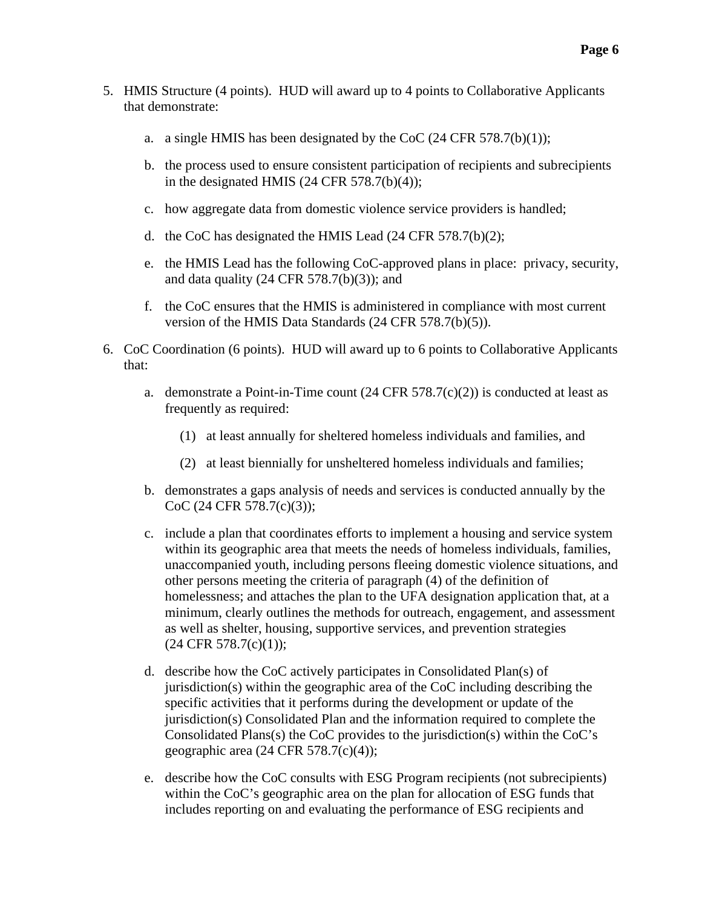5. HMIS Structure (4 points). HUD will award up to 4 points to Collaborative Applicants that demonstrate:

    a. a single HMIS has been designated by the CoC (24 CFR 578.7(b)(1));

    b. the process used to ensure consistent participation of recipients and subrecipients in the designated HMIS (24 CFR 578.7(b)(4));

    c. how aggregate data from domestic violence service providers is handled;

    d. the CoC has designated the HMIS Lead (24 CFR 578.7(b)(2);

    e. the HMIS Lead has the following CoC-approved plans in place: privacy, security, and data quality (24 CFR 578.7(b)(3)); and

    f. the CoC ensures that the HMIS is administered in compliance with most current version of the HMIS Data Standards (24 CFR 578.7(b)(5)).

6. CoC Coordination (6 points). HUD will award up to 6 points to Collaborative Applicants that:

    a. demonstrate a Point-in-Time count (24 CFR 578.7(c)(2)) is conducted at least as frequently as required:

        (1) at least annually for sheltered homeless individuals and families, and

        (2) at least biennially for unsheltered homeless individuals and families;

    b. demonstrates a gaps analysis of needs and services is conducted annually by the CoC (24 CFR 578.7(c)(3));

    c. include a plan that coordinates efforts to implement a housing and service system within its geographic area that meets the needs of homeless individuals, families, unaccompanied youth, including persons fleeing domestic violence situations, and other persons meeting the criteria of paragraph (4) of the definition of homelessness; and attaches the plan to the UFA designation application that, at a minimum, clearly outlines the methods for outreach, engagement, and assessment as well as shelter, housing, supportive services, and prevention strategies (24 CFR 578.7(c)(1));

    d. describe how the CoC actively participates in Consolidated Plan(s) of jurisdiction(s) within the geographic area of the CoC including describing the specific activities that it performs during the development or update of the jurisdiction(s) Consolidated Plan and the information required to complete the Consolidated Plans(s) the CoC provides to the jurisdiction(s) within the CoC's geographic area (24 CFR 578.7(c)(4));

    e. describe how the CoC consults with ESG Program recipients (not subrecipients) within the CoC's geographic area on the plan for allocation of ESG funds that includes reporting on and evaluating the performance of ESG recipients and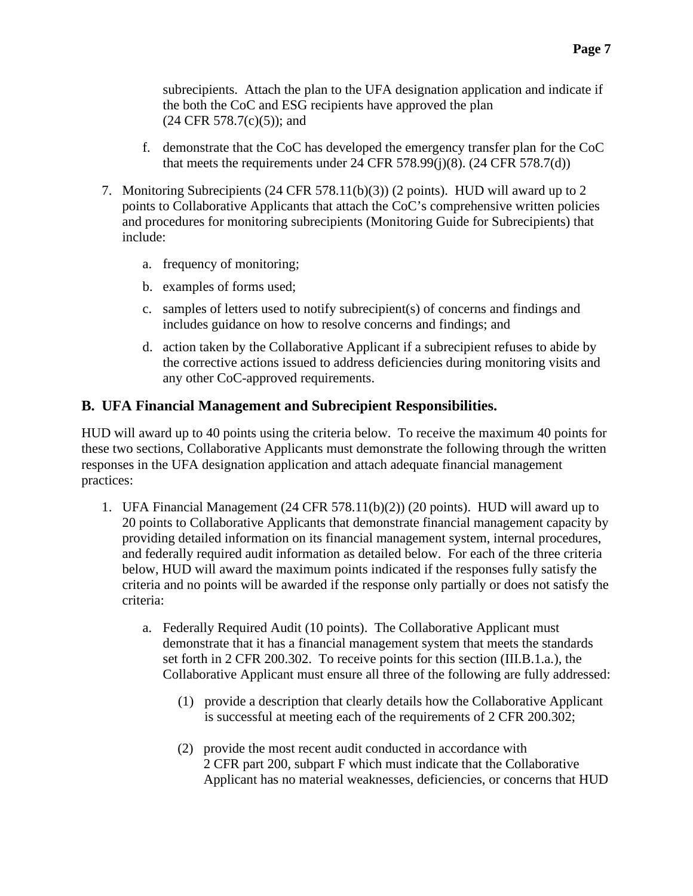subrecipients. Attach the plan to the UFA designation application and indicate if the both the CoC and ESG recipients have approved the plan (24 CFR 578.7(c)(5)); and

f. demonstrate that the CoC has developed the emergency transfer plan for the CoC that meets the requirements under 24 CFR 578.99(j)(8). (24 CFR 578.7(d))

7. Monitoring Subrecipients (24 CFR 578.11(b)(3)) (2 points). HUD will award up to 2 points to Collaborative Applicants that attach the CoC's comprehensive written policies and procedures for monitoring subrecipients (Monitoring Guide for Subrecipients) that include:

   a. frequency of monitoring;

   b. examples of forms used;

   c. samples of letters used to notify subrecipient(s) of concerns and findings and includes guidance on how to resolve concerns and findings; and

   d. action taken by the Collaborative Applicant if a subrecipient refuses to abide by the corrective actions issued to address deficiencies during monitoring visits and any other CoC-approved requirements.

## B. UFA Financial Management and Subrecipient Responsibilities.

HUD will award up to 40 points using the criteria below. To receive the maximum 40 points for these two sections, Collaborative Applicants must demonstrate the following through the written responses in the UFA designation application and attach adequate financial management practices:

1. UFA Financial Management (24 CFR 578.11(b)(2)) (20 points). HUD will award up to 20 points to Collaborative Applicants that demonstrate financial management capacity by providing detailed information on its financial management system, internal procedures, and federally required audit information as detailed below. For each of the three criteria below, HUD will award the maximum points indicated if the responses fully satisfy the criteria and no points will be awarded if the response only partially or does not satisfy the criteria:

   a. Federally Required Audit (10 points). The Collaborative Applicant must demonstrate that it has a financial management system that meets the standards set forth in 2 CFR 200.302. To receive points for this section (III.B.1.a.), the Collaborative Applicant must ensure all three of the following are fully addressed:

      (1) provide a description that clearly details how the Collaborative Applicant is successful at meeting each of the requirements of 2 CFR 200.302;

      (2) provide the most recent audit conducted in accordance with 2 CFR part 200, subpart F which must indicate that the Collaborative Applicant has no material weaknesses, deficiencies, or concerns that HUD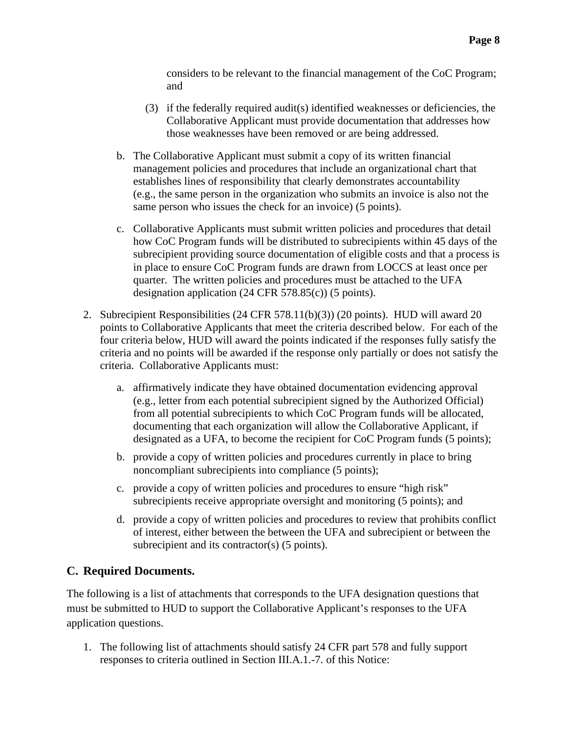considers to be relevant to the financial management of the CoC Program; and

(3) if the federally required audit(s) identified weaknesses or deficiencies, the Collaborative Applicant must provide documentation that addresses how those weaknesses have been removed or are being addressed.

b. The Collaborative Applicant must submit a copy of its written financial management policies and procedures that include an organizational chart that establishes lines of responsibility that clearly demonstrates accountability (e.g., the same person in the organization who submits an invoice is also not the same person who issues the check for an invoice) (5 points).

c. Collaborative Applicants must submit written policies and procedures that detail how CoC Program funds will be distributed to subrecipients within 45 days of the subrecipient providing source documentation of eligible costs and that a process is in place to ensure CoC Program funds are drawn from LOCCS at least once per quarter. The written policies and procedures must be attached to the UFA designation application (24 CFR 578.85(c)) (5 points).

2. Subrecipient Responsibilities (24 CFR 578.11(b)(3)) (20 points). HUD will award 20 points to Collaborative Applicants that meet the criteria described below. For each of the four criteria below, HUD will award the points indicated if the responses fully satisfy the criteria and no points will be awarded if the response only partially or does not satisfy the criteria. Collaborative Applicants must:

   a. affirmatively indicate they have obtained documentation evidencing approval (e.g., letter from each potential subrecipient signed by the Authorized Official) from all potential subrecipients to which CoC Program funds will be allocated, documenting that each organization will allow the Collaborative Applicant, if designated as a UFA, to become the recipient for CoC Program funds (5 points);

   b. provide a copy of written policies and procedures currently in place to bring noncompliant subrecipients into compliance (5 points);

   c. provide a copy of written policies and procedures to ensure "high risk" subrecipients receive appropriate oversight and monitoring (5 points); and

   d. provide a copy of written policies and procedures to review that prohibits conflict of interest, either between the between the UFA and subrecipient or between the subrecipient and its contractor(s) (5 points).

## C. Required Documents.

The following is a list of attachments that corresponds to the UFA designation questions that must be submitted to HUD to support the Collaborative Applicant's responses to the UFA application questions.

1. The following list of attachments should satisfy 24 CFR part 578 and fully support responses to criteria outlined in Section III.A.1.-7. of this Notice: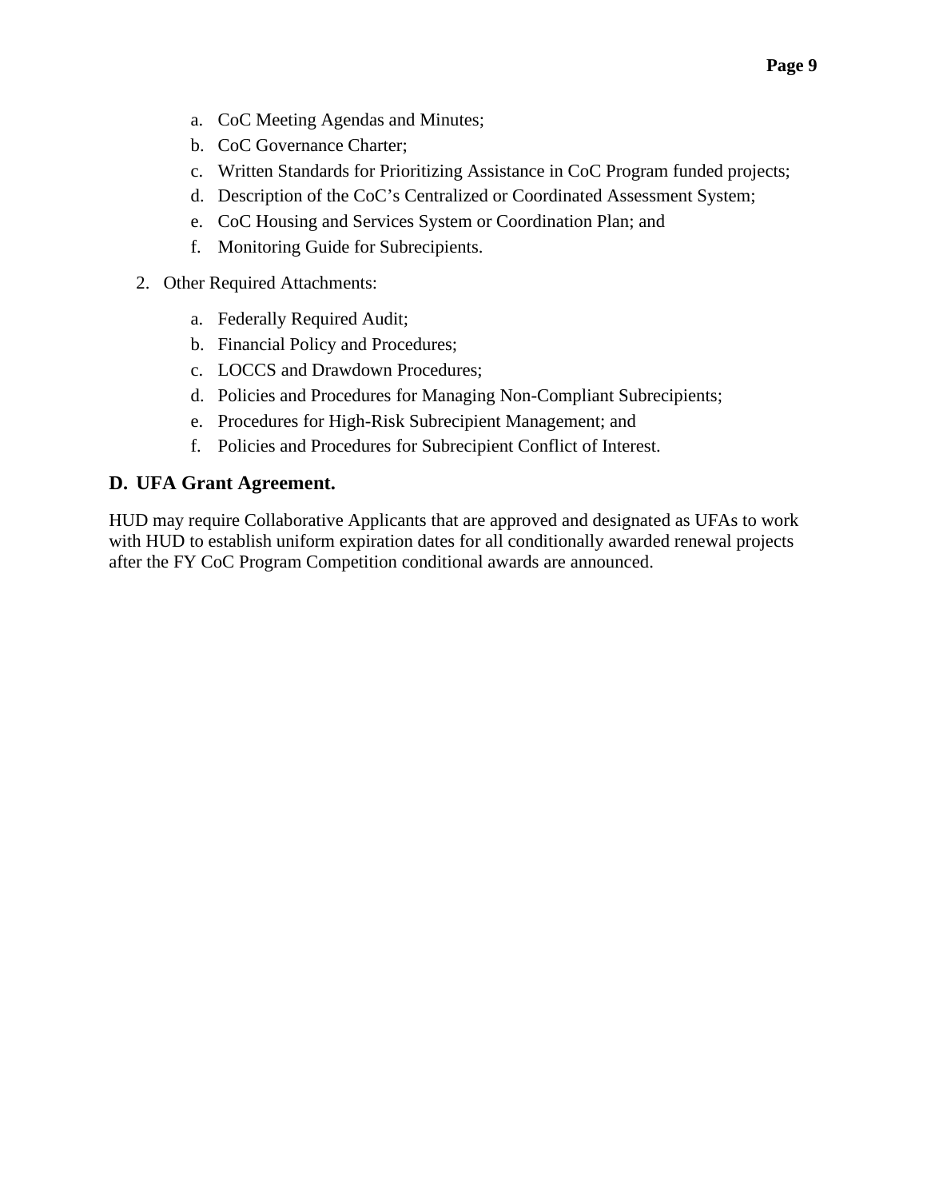a. CoC Meeting Agendas and Minutes;
b. CoC Governance Charter;
c. Written Standards for Prioritizing Assistance in CoC Program funded projects;
d. Description of the CoC's Centralized or Coordinated Assessment System;
e. CoC Housing and Services System or Coordination Plan; and
f. Monitoring Guide for Subrecipients.

2. Other Required Attachments:

a. Federally Required Audit;
b. Financial Policy and Procedures;
c. LOCCS and Drawdown Procedures;
d. Policies and Procedures for Managing Non-Compliant Subrecipients;
e. Procedures for High-Risk Subrecipient Management; and
f. Policies and Procedures for Subrecipient Conflict of Interest.

### D. UFA Grant Agreement.

HUD may require Collaborative Applicants that are approved and designated as UFAs to work with HUD to establish uniform expiration dates for all conditionally awarded renewal projects after the FY CoC Program Competition conditional awards are announced.